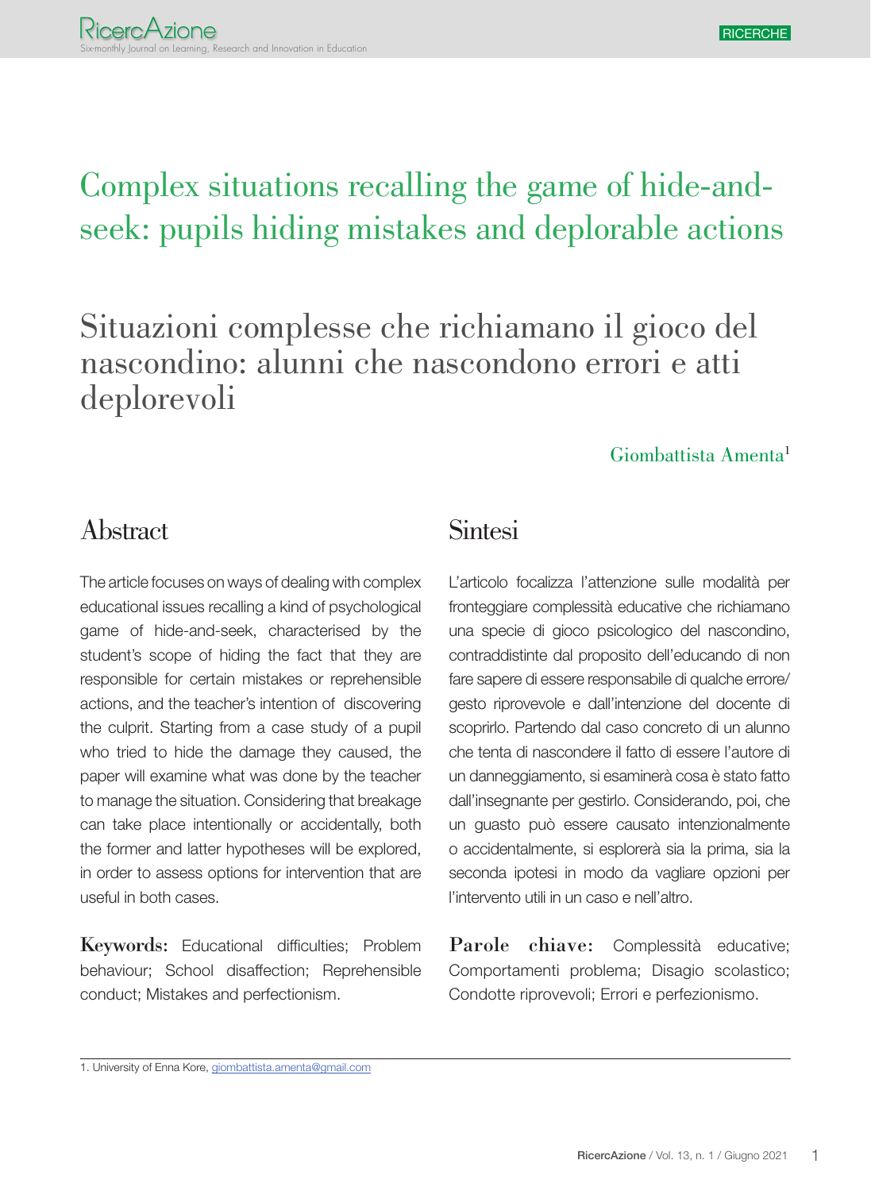# Complex situations recalling the game of hide-and-seek: pupils hiding mistakes and deplorable actions

# Situazioni complesse che richiamano il gioco del nascondino: alunni che nascondono errori e atti deplorevoli

Giombattista Amenta[1]

## Abstract

The article focuses on ways of dealing with complex educational issues recalling a kind of psychological game of hide-and-seek, characterised by the student's scope of hiding the fact that they are responsible for certain mistakes or reprehensible actions, and the teacher's intention of discovering the culprit. Starting from a case study of a pupil who tried to hide the damage they caused, the paper will examine what was done by the teacher to manage the situation. Considering that breakage can take place intentionally or accidentally, both the former and latter hypotheses will be explored, in order to assess options for intervention that are useful in both cases.

**Keywords:** Educational difficulties; Problem behaviour; School disaffection; Reprehensible conduct; Mistakes and perfectionism.

## Sintesi

L'articolo focalizza l'attenzione sulle modalità per fronteggiare complessità educative che richiamano una specie di gioco psicologico del nascondino, contraddistinte dal proposito dell'educando di non fare sapere di essere responsabile di qualche errore/gesto riprovevole e dall'intenzione del docente di scoprirlo. Partendo dal caso concreto di un alunno che tenta di nascondere il fatto di essere l'autore di un danneggiamento, si esaminerà cosa è stato fatto dall'insegnante per gestirlo. Considerando, poi, che un guasto può essere causato intenzionalmente o accidentalmente, si esplorerà sia la prima, sia la seconda ipotesi in modo da vagliare opzioni per l'intervento utili in un caso e nell'altro.

**Parole chiave:** Complessità educative; Comportamenti problema; Disagio scolastico; Condotte riprovevoli; Errori e perfezionismo.

---

1. University of Enna Kore, giombattista.amenta@gmail.com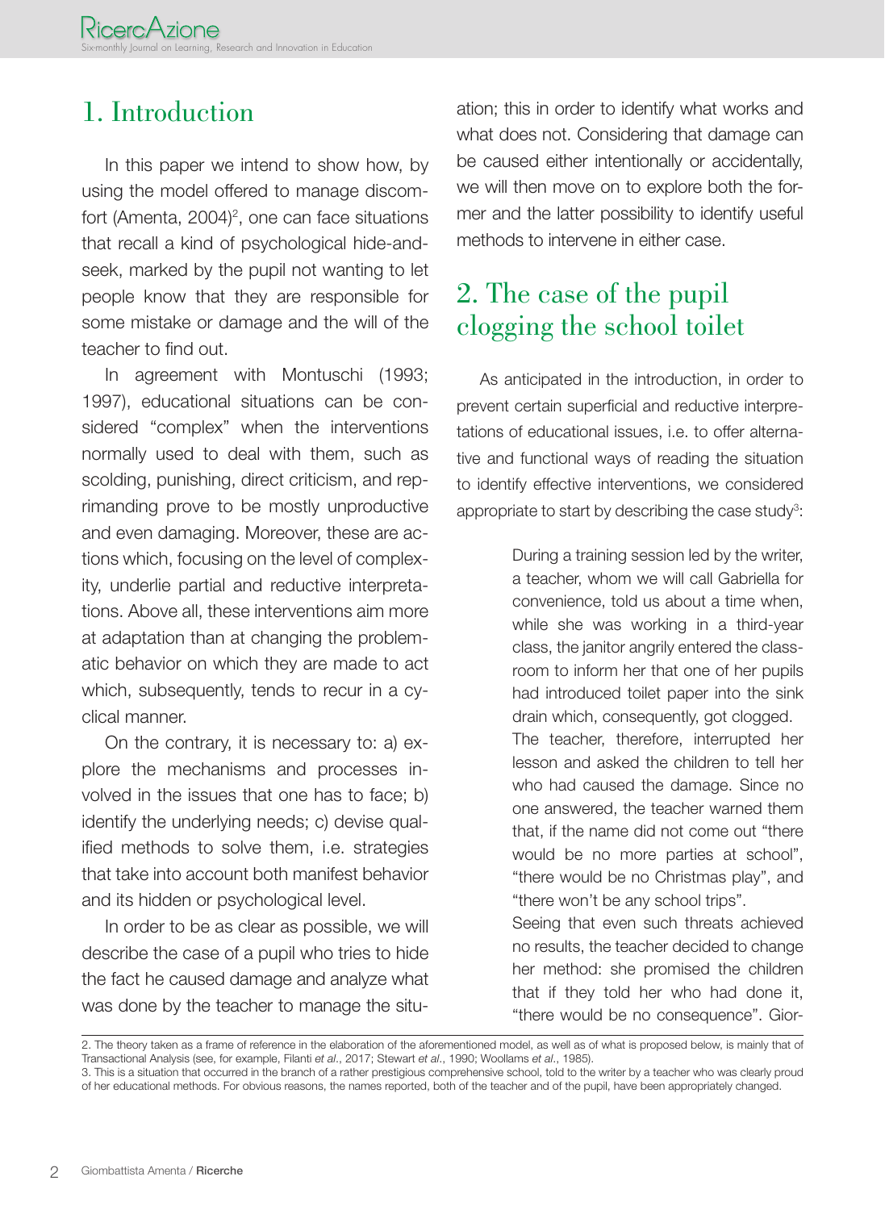# 1. Introduction

In this paper we intend to show how, by using the model offered to manage discomfort (Amenta, 2004)[2], one can face situations that recall a kind of psychological hide-and-seek, marked by the pupil not wanting to let people know that they are responsible for some mistake or damage and the will of the teacher to find out.

In agreement with Montuschi (1993; 1997), educational situations can be considered "complex" when the interventions normally used to deal with them, such as scolding, punishing, direct criticism, and reprimanding prove to be mostly unproductive and even damaging. Moreover, these are actions which, focusing on the level of complexity, underlie partial and reductive interpretations. Above all, these interventions aim more at adaptation than at changing the problematic behavior on which they are made to act which, subsequently, tends to recur in a cyclical manner.

On the contrary, it is necessary to: a) explore the mechanisms and processes involved in the issues that one has to face; b) identify the underlying needs; c) devise qualified methods to solve them, i.e. strategies that take into account both manifest behavior and its hidden or psychological level.

In order to be as clear as possible, we will describe the case of a pupil who tries to hide the fact he caused damage and analyze what was done by the teacher to manage the situation; this in order to identify what works and what does not. Considering that damage can be caused either intentionally or accidentally, we will then move on to explore both the former and the latter possibility to identify useful methods to intervene in either case.

# 2. The case of the pupil clogging the school toilet

As anticipated in the introduction, in order to prevent certain superficial and reductive interpretations of educational issues, i.e. to offer alternative and functional ways of reading the situation to identify effective interventions, we considered appropriate to start by describing the case study[3]:

> During a training session led by the writer, a teacher, whom we will call Gabriella for convenience, told us about a time when, while she was working in a third-year class, the janitor angrily entered the classroom to inform her that one of her pupils had introduced toilet paper into the sink drain which, consequently, got clogged.
>
> The teacher, therefore, interrupted her lesson and asked the children to tell her who had caused the damage. Since no one answered, the teacher warned them that, if the name did not come out "there would be no more parties at school", "there would be no Christmas play", and "there won't be any school trips".
>
> Seeing that even such threats achieved no results, the teacher decided to change her method: she promised the children that if they told her who had done it, "there would be no consequence". Gior-

2. The theory taken as a frame of reference in the elaboration of the aforementioned model, as well as of what is proposed below, is mainly that of Transactional Analysis (see, for example, Filanti *et al*., 2017; Stewart *et al*., 1990; Woollams *et al*., 1985).

3. This is a situation that occurred in the branch of a rather prestigious comprehensive school, told to the writer by a teacher who was clearly proud of her educational methods. For obvious reasons, the names reported, both of the teacher and of the pupil, have been appropriately changed.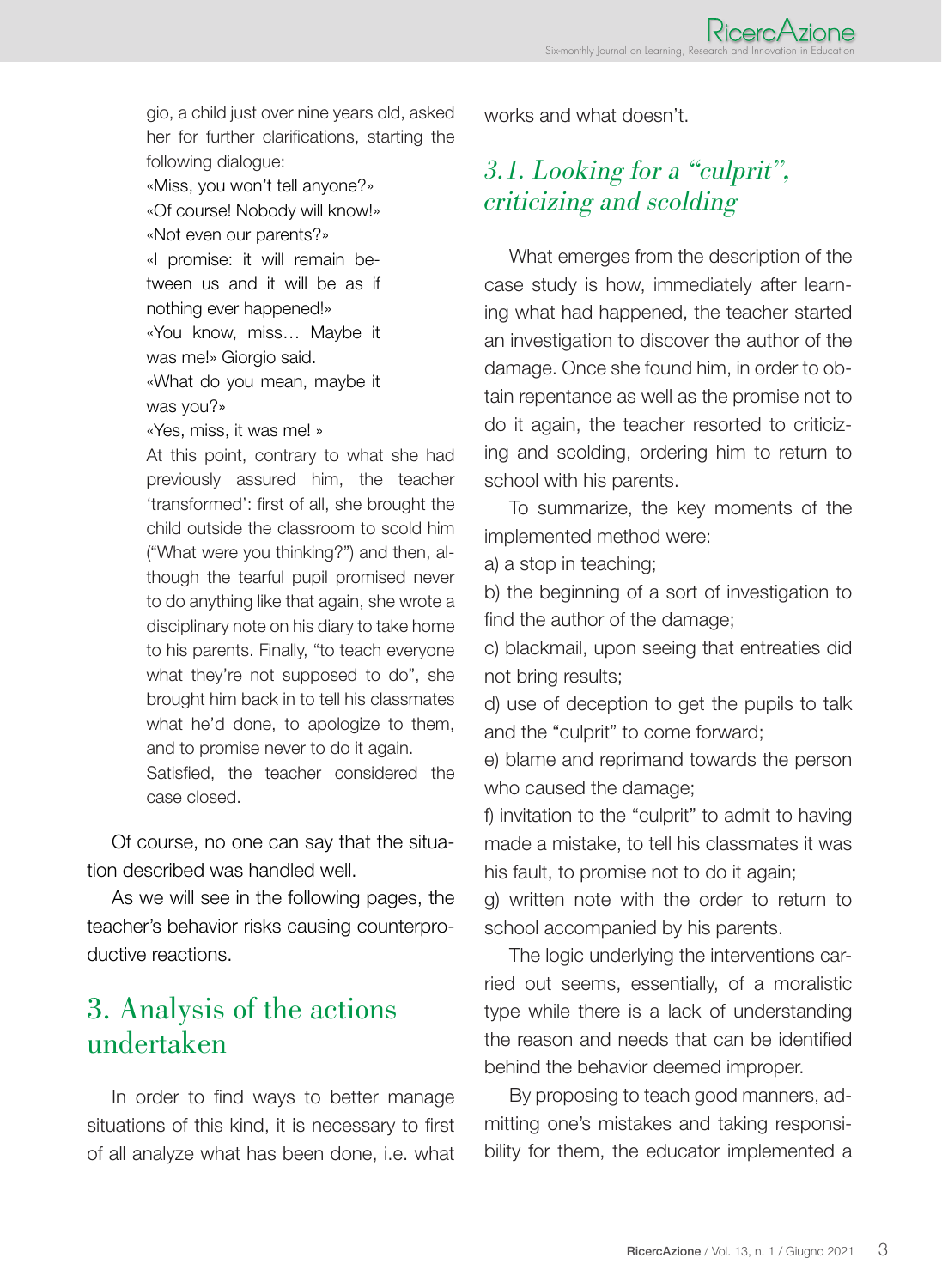gio, a child just over nine years old, asked her for further clarifications, starting the following dialogue:

«Miss, you won't tell anyone?»
«Of course! Nobody will know!»
«Not even our parents?»
«I promise: it will remain between us and it will be as if nothing ever happened!»
«You know, miss… Maybe it was me!» Giorgio said.
«What do you mean, maybe it was you?»
«Yes, miss, it was me! »

At this point, contrary to what she had previously assured him, the teacher 'transformed': first of all, she brought the child outside the classroom to scold him ("What were you thinking?") and then, although the tearful pupil promised never to do anything like that again, she wrote a disciplinary note on his diary to take home to his parents. Finally, "to teach everyone what they're not supposed to do", she brought him back in to tell his classmates what he'd done, to apologize to them, and to promise never to do it again.

Satisfied, the teacher considered the case closed.

Of course, no one can say that the situation described was handled well.

As we will see in the following pages, the teacher's behavior risks causing counterproductive reactions.

## 3. Analysis of the actions undertaken

In order to find ways to better manage situations of this kind, it is necessary to first of all analyze what has been done, i.e. what works and what doesn't.

### *3.1. Looking for a "culprit", criticizing and scolding*

What emerges from the description of the case study is how, immediately after learning what had happened, the teacher started an investigation to discover the author of the damage. Once she found him, in order to obtain repentance as well as the promise not to do it again, the teacher resorted to criticizing and scolding, ordering him to return to school with his parents.

To summarize, the key moments of the implemented method were:

a) a stop in teaching;

b) the beginning of a sort of investigation to find the author of the damage;

c) blackmail, upon seeing that entreaties did not bring results;

d) use of deception to get the pupils to talk and the "culprit" to come forward;

e) blame and reprimand towards the person who caused the damage;

f) invitation to the "culprit" to admit to having made a mistake, to tell his classmates it was his fault, to promise not to do it again;

g) written note with the order to return to school accompanied by his parents.

The logic underlying the interventions carried out seems, essentially, of a moralistic type while there is a lack of understanding the reason and needs that can be identified behind the behavior deemed improper.

By proposing to teach good manners, admitting one's mistakes and taking responsibility for them, the educator implemented a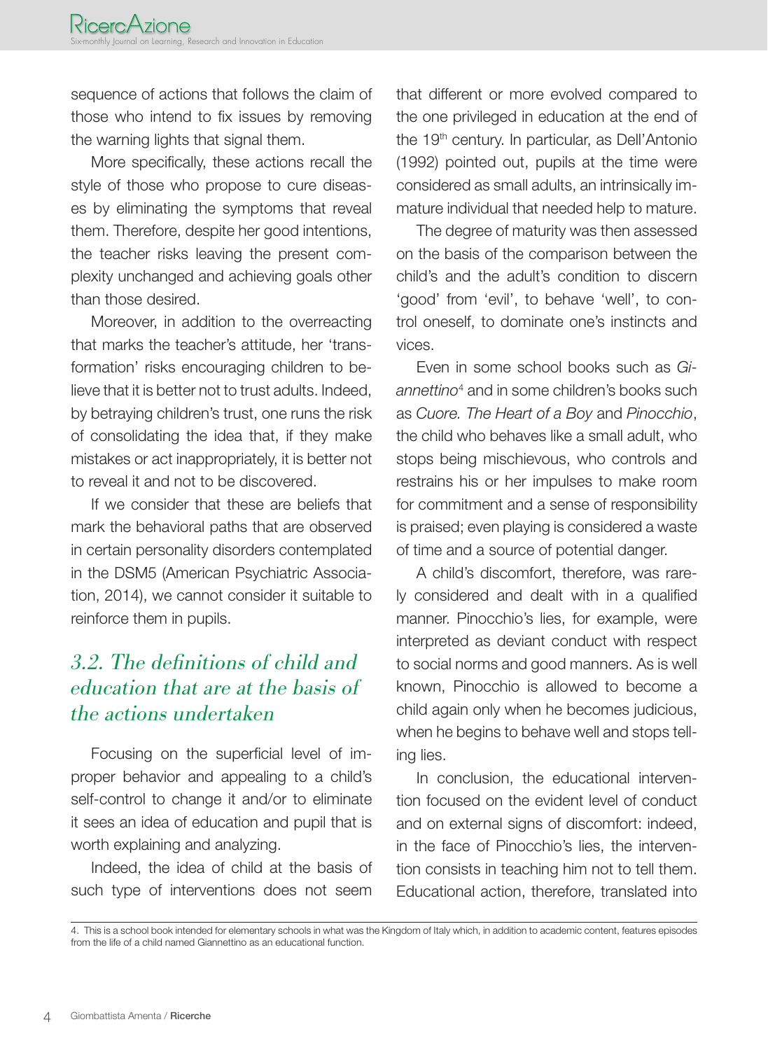sequence of actions that follows the claim of those who intend to fix issues by removing the warning lights that signal them.

More specifically, these actions recall the style of those who propose to cure diseases by eliminating the symptoms that reveal them. Therefore, despite her good intentions, the teacher risks leaving the present complexity unchanged and achieving goals other than those desired.

Moreover, in addition to the overreacting that marks the teacher's attitude, her 'transformation' risks encouraging children to believe that it is better not to trust adults. Indeed, by betraying children's trust, one runs the risk of consolidating the idea that, if they make mistakes or act inappropriately, it is better not to reveal it and not to be discovered.

If we consider that these are beliefs that mark the behavioral paths that are observed in certain personality disorders contemplated in the DSM5 (American Psychiatric Association, 2014), we cannot consider it suitable to reinforce them in pupils.

## *3.2. The definitions of child and education that are at the basis of the actions undertaken*

Focusing on the superficial level of improper behavior and appealing to a child's self-control to change it and/or to eliminate it sees an idea of education and pupil that is worth explaining and analyzing.

Indeed, the idea of child at the basis of such type of interventions does not seem that different or more evolved compared to the one privileged in education at the end of the 19th century. In particular, as Dell'Antonio (1992) pointed out, pupils at the time were considered as small adults, an intrinsically immature individual that needed help to mature.

The degree of maturity was then assessed on the basis of the comparison between the child's and the adult's condition to discern 'good' from 'evil', to behave 'well', to control oneself, to dominate one's instincts and vices.

Even in some school books such as *Giannettino*[4] and in some children's books such as *Cuore. The Heart of a Boy* and *Pinocchio*, the child who behaves like a small adult, who stops being mischievous, who controls and restrains his or her impulses to make room for commitment and a sense of responsibility is praised; even playing is considered a waste of time and a source of potential danger.

A child's discomfort, therefore, was rarely considered and dealt with in a qualified manner. Pinocchio's lies, for example, were interpreted as deviant conduct with respect to social norms and good manners. As is well known, Pinocchio is allowed to become a child again only when he becomes judicious, when he begins to behave well and stops telling lies.

In conclusion, the educational intervention focused on the evident level of conduct and on external signs of discomfort: indeed, in the face of Pinocchio's lies, the intervention consists in teaching him not to tell them. Educational action, therefore, translated into

4. This is a school book intended for elementary schools in what was the Kingdom of Italy which, in addition to academic content, features episodes from the life of a child named Giannettino as an educational function.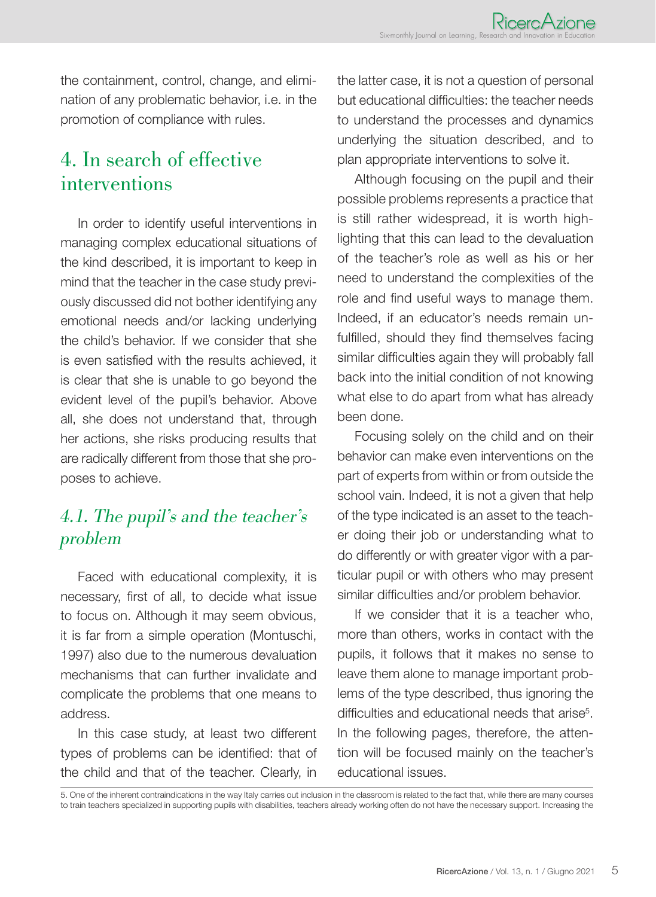the containment, control, change, and elimination of any problematic behavior, i.e. in the promotion of compliance with rules.

## 4. In search of effective interventions

In order to identify useful interventions in managing complex educational situations of the kind described, it is important to keep in mind that the teacher in the case study previously discussed did not bother identifying any emotional needs and/or lacking underlying the child's behavior. If we consider that she is even satisfied with the results achieved, it is clear that she is unable to go beyond the evident level of the pupil's behavior. Above all, she does not understand that, through her actions, she risks producing results that are radically different from those that she proposes to achieve.

### *4.1. The pupil's and the teacher's problem*

Faced with educational complexity, it is necessary, first of all, to decide what issue to focus on. Although it may seem obvious, it is far from a simple operation (Montuschi, 1997) also due to the numerous devaluation mechanisms that can further invalidate and complicate the problems that one means to address.

In this case study, at least two different types of problems can be identified: that of the child and that of the teacher. Clearly, in the latter case, it is not a question of personal but educational difficulties: the teacher needs to understand the processes and dynamics underlying the situation described, and to plan appropriate interventions to solve it.

Although focusing on the pupil and their possible problems represents a practice that is still rather widespread, it is worth highlighting that this can lead to the devaluation of the teacher's role as well as his or her need to understand the complexities of the role and find useful ways to manage them. Indeed, if an educator's needs remain unfulfilled, should they find themselves facing similar difficulties again they will probably fall back into the initial condition of not knowing what else to do apart from what has already been done.

Focusing solely on the child and on their behavior can make even interventions on the part of experts from within or from outside the school vain. Indeed, it is not a given that help of the type indicated is an asset to the teacher doing their job or understanding what to do differently or with greater vigor with a particular pupil or with others who may present similar difficulties and/or problem behavior.

If we consider that it is a teacher who, more than others, works in contact with the pupils, it follows that it makes no sense to leave them alone to manage important problems of the type described, thus ignoring the difficulties and educational needs that arise[5]. In the following pages, therefore, the attention will be focused mainly on the teacher's educational issues.

5. One of the inherent contraindications in the way Italy carries out inclusion in the classroom is related to the fact that, while there are many courses to train teachers specialized in supporting pupils with disabilities, teachers already working often do not have the necessary support. Increasing the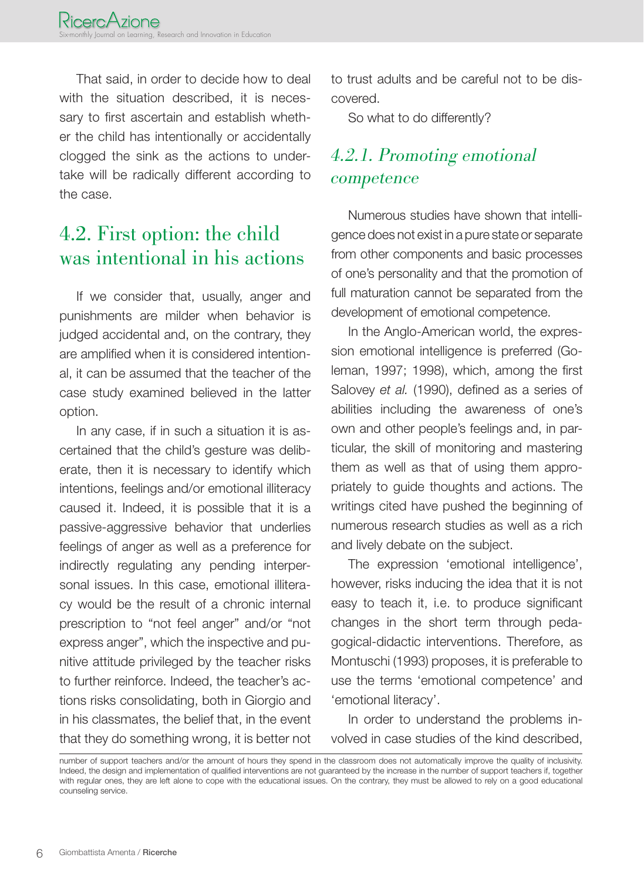That said, in order to decide how to deal with the situation described, it is necessary to first ascertain and establish whether the child has intentionally or accidentally clogged the sink as the actions to undertake will be radically different according to the case.

## 4.2. First option: the child was intentional in his actions

If we consider that, usually, anger and punishments are milder when behavior is judged accidental and, on the contrary, they are amplified when it is considered intentional, it can be assumed that the teacher of the case study examined believed in the latter option.

In any case, if in such a situation it is ascertained that the child's gesture was deliberate, then it is necessary to identify which intentions, feelings and/or emotional illiteracy caused it. Indeed, it is possible that it is a passive-aggressive behavior that underlies feelings of anger as well as a preference for indirectly regulating any pending interpersonal issues. In this case, emotional illiteracy would be the result of a chronic internal prescription to "not feel anger" and/or "not express anger", which the inspective and punitive attitude privileged by the teacher risks to further reinforce. Indeed, the teacher's actions risks consolidating, both in Giorgio and in his classmates, the belief that, in the event that they do something wrong, it is better not to trust adults and be careful not to be discovered.

So what to do differently?

### *4.2.1. Promoting emotional competence*

Numerous studies have shown that intelligence does not exist in a pure state or separate from other components and basic processes of one's personality and that the promotion of full maturation cannot be separated from the development of emotional competence.

In the Anglo-American world, the expression emotional intelligence is preferred (Goleman, 1997; 1998), which, among the first Salovey *et al.* (1990), defined as a series of abilities including the awareness of one's own and other people's feelings and, in particular, the skill of monitoring and mastering them as well as that of using them appropriately to guide thoughts and actions. The writings cited have pushed the beginning of numerous research studies as well as a rich and lively debate on the subject.

The expression 'emotional intelligence', however, risks inducing the idea that it is not easy to teach it, i.e. to produce significant changes in the short term through pedagogical-didactic interventions. Therefore, as Montuschi (1993) proposes, it is preferable to use the terms 'emotional competence' and 'emotional literacy'.

In order to understand the problems involved in case studies of the kind described,

---

number of support teachers and/or the amount of hours they spend in the classroom does not automatically improve the quality of inclusivity. Indeed, the design and implementation of qualified interventions are not guaranteed by the increase in the number of support teachers if, together with regular ones, they are left alone to cope with the educational issues. On the contrary, they must be allowed to rely on a good educational counseling service.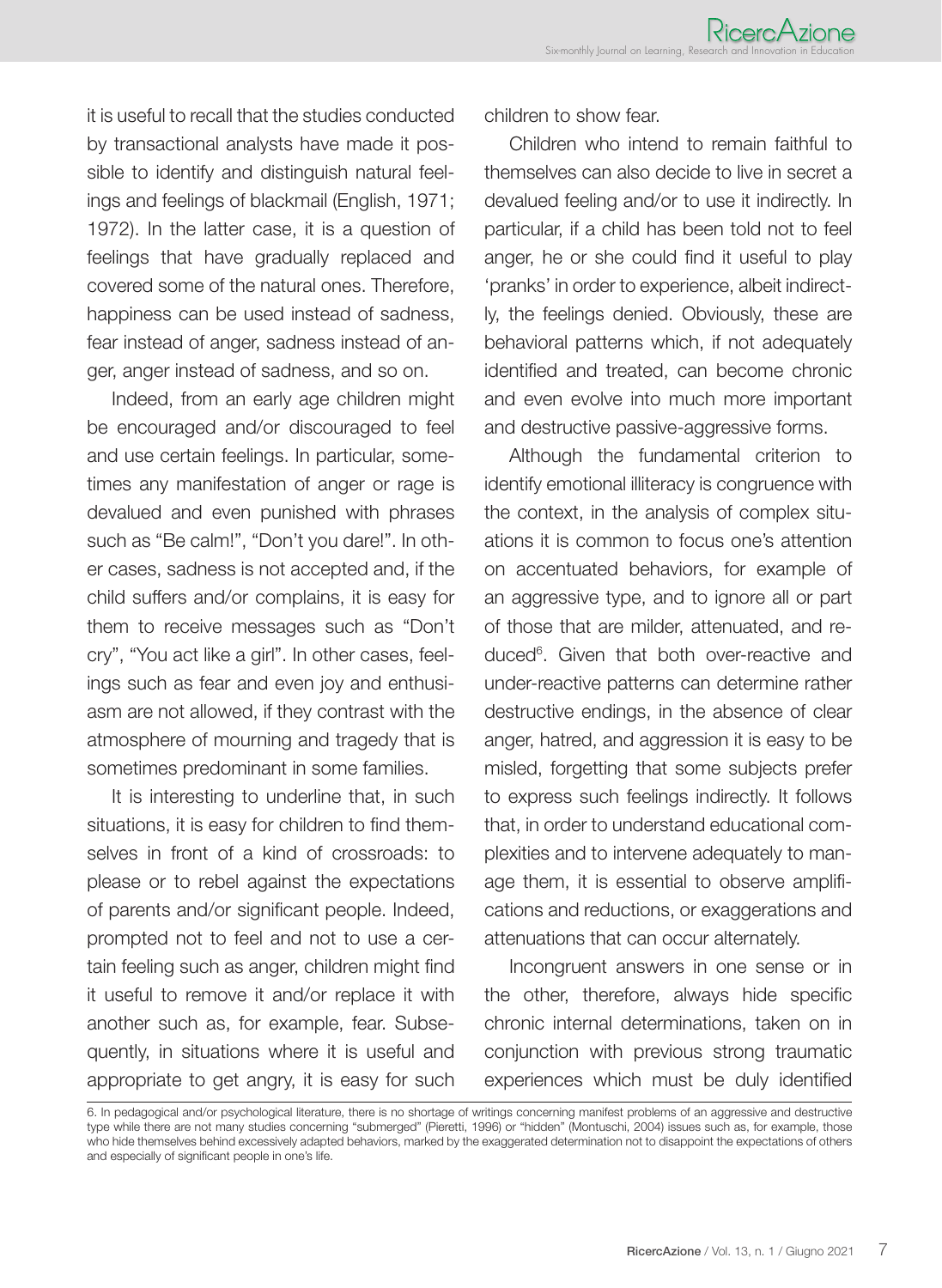it is useful to recall that the studies conducted by transactional analysts have made it possible to identify and distinguish natural feelings and feelings of blackmail (English, 1971; 1972). In the latter case, it is a question of feelings that have gradually replaced and covered some of the natural ones. Therefore, happiness can be used instead of sadness, fear instead of anger, sadness instead of anger, anger instead of sadness, and so on.

Indeed, from an early age children might be encouraged and/or discouraged to feel and use certain feelings. In particular, sometimes any manifestation of anger or rage is devalued and even punished with phrases such as "Be calm!", "Don't you dare!". In other cases, sadness is not accepted and, if the child suffers and/or complains, it is easy for them to receive messages such as "Don't cry", "You act like a girl". In other cases, feelings such as fear and even joy and enthusiasm are not allowed, if they contrast with the atmosphere of mourning and tragedy that is sometimes predominant in some families.

It is interesting to underline that, in such situations, it is easy for children to find themselves in front of a kind of crossroads: to please or to rebel against the expectations of parents and/or significant people. Indeed, prompted not to feel and not to use a certain feeling such as anger, children might find it useful to remove it and/or replace it with another such as, for example, fear. Subsequently, in situations where it is useful and appropriate to get angry, it is easy for such children to show fear.

Children who intend to remain faithful to themselves can also decide to live in secret a devalued feeling and/or to use it indirectly. In particular, if a child has been told not to feel anger, he or she could find it useful to play 'pranks' in order to experience, albeit indirectly, the feelings denied. Obviously, these are behavioral patterns which, if not adequately identified and treated, can become chronic and even evolve into much more important and destructive passive-aggressive forms.

Although the fundamental criterion to identify emotional illiteracy is congruence with the context, in the analysis of complex situations it is common to focus one's attention on accentuated behaviors, for example of an aggressive type, and to ignore all or part of those that are milder, attenuated, and reduced[6]. Given that both over-reactive and under-reactive patterns can determine rather destructive endings, in the absence of clear anger, hatred, and aggression it is easy to be misled, forgetting that some subjects prefer to express such feelings indirectly. It follows that, in order to understand educational complexities and to intervene adequately to manage them, it is essential to observe amplifications and reductions, or exaggerations and attenuations that can occur alternately.

Incongruent answers in one sense or in the other, therefore, always hide specific chronic internal determinations, taken on in conjunction with previous strong traumatic experiences which must be duly identified

6. In pedagogical and/or psychological literature, there is no shortage of writings concerning manifest problems of an aggressive and destructive type while there are not many studies concerning "submerged" (Pieretti, 1996) or "hidden" (Montuschi, 2004) issues such as, for example, those who hide themselves behind excessively adapted behaviors, marked by the exaggerated determination not to disappoint the expectations of others and especially of significant people in one's life.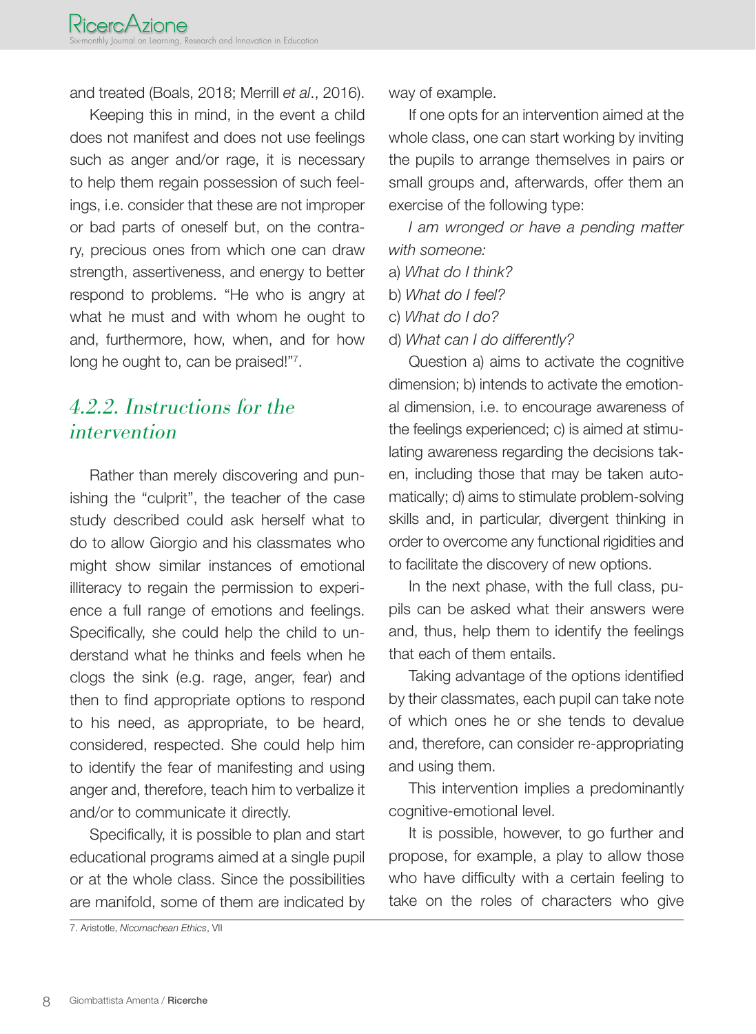and treated (Boals, 2018; Merrill *et al*., 2016).

Keeping this in mind, in the event a child does not manifest and does not use feelings such as anger and/or rage, it is necessary to help them regain possession of such feelings, i.e. consider that these are not improper or bad parts of oneself but, on the contrary, precious ones from which one can draw strength, assertiveness, and energy to better respond to problems. "He who is angry at what he must and with whom he ought to and, furthermore, how, when, and for how long he ought to, can be praised!"[7].

### *4.2.2. Instructions for the intervention*

Rather than merely discovering and punishing the "culprit", the teacher of the case study described could ask herself what to do to allow Giorgio and his classmates who might show similar instances of emotional illiteracy to regain the permission to experience a full range of emotions and feelings. Specifically, she could help the child to understand what he thinks and feels when he clogs the sink (e.g. rage, anger, fear) and then to find appropriate options to respond to his need, as appropriate, to be heard, considered, respected. She could help him to identify the fear of manifesting and using anger and, therefore, teach him to verbalize it and/or to communicate it directly.

Specifically, it is possible to plan and start educational programs aimed at a single pupil or at the whole class. Since the possibilities are manifold, some of them are indicated by way of example.

If one opts for an intervention aimed at the whole class, one can start working by inviting the pupils to arrange themselves in pairs or small groups and, afterwards, offer them an exercise of the following type:

*I am wronged or have a pending matter with someone:*

a) *What do I think?*
b) *What do I feel?*
c) *What do I do?*
d) *What can I do differently?*

Question a) aims to activate the cognitive dimension; b) intends to activate the emotional dimension, i.e. to encourage awareness of the feelings experienced; c) is aimed at stimulating awareness regarding the decisions taken, including those that may be taken automatically; d) aims to stimulate problem-solving skills and, in particular, divergent thinking in order to overcome any functional rigidities and to facilitate the discovery of new options.

In the next phase, with the full class, pupils can be asked what their answers were and, thus, help them to identify the feelings that each of them entails.

Taking advantage of the options identified by their classmates, each pupil can take note of which ones he or she tends to devalue and, therefore, can consider re-appropriating and using them.

This intervention implies a predominantly cognitive-emotional level.

It is possible, however, to go further and propose, for example, a play to allow those who have difficulty with a certain feeling to take on the roles of characters who give

7. Aristotle, *Nicomachean Ethics*, VII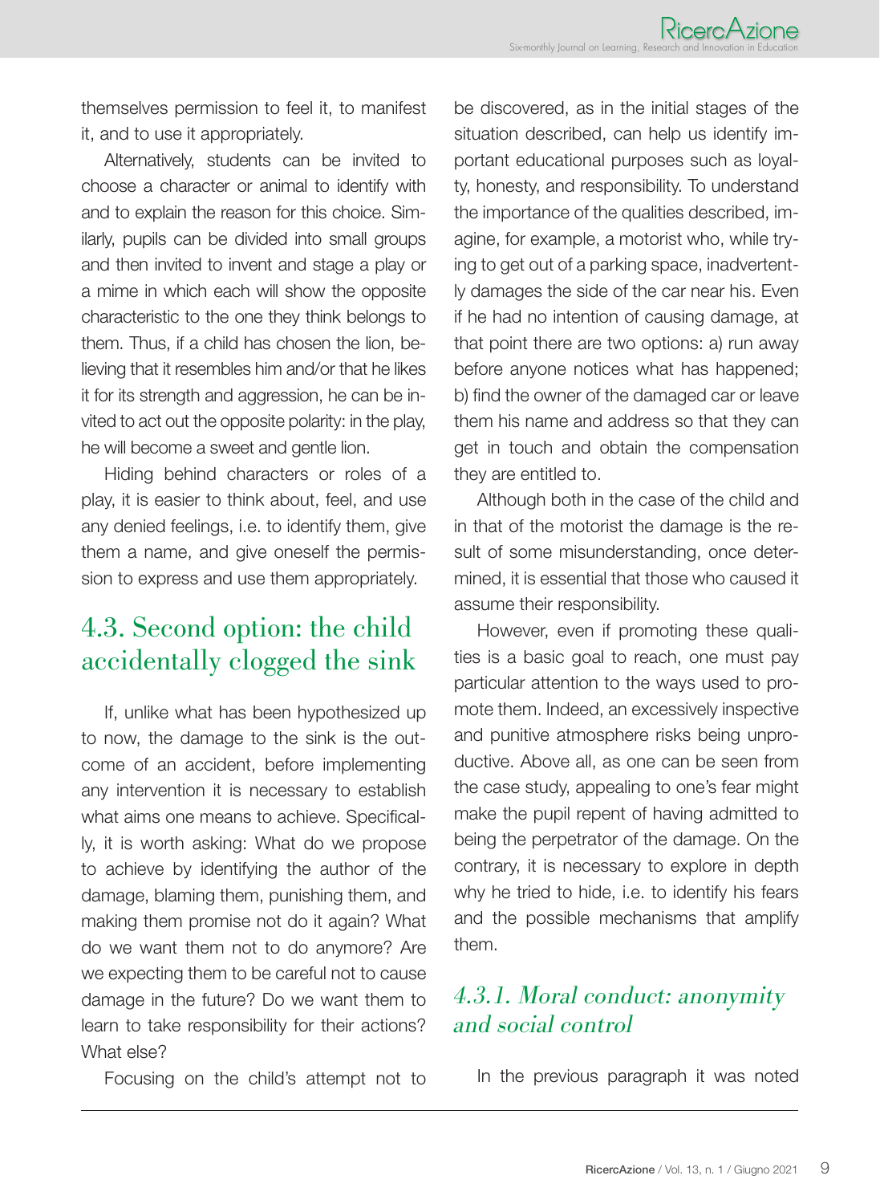themselves permission to feel it, to manifest it, and to use it appropriately.

Alternatively, students can be invited to choose a character or animal to identify with and to explain the reason for this choice. Similarly, pupils can be divided into small groups and then invited to invent and stage a play or a mime in which each will show the opposite characteristic to the one they think belongs to them. Thus, if a child has chosen the lion, believing that it resembles him and/or that he likes it for its strength and aggression, he can be invited to act out the opposite polarity: in the play, he will become a sweet and gentle lion.

Hiding behind characters or roles of a play, it is easier to think about, feel, and use any denied feelings, i.e. to identify them, give them a name, and give oneself the permission to express and use them appropriately.

## 4.3. Second option: the child accidentally clogged the sink

If, unlike what has been hypothesized up to now, the damage to the sink is the outcome of an accident, before implementing any intervention it is necessary to establish what aims one means to achieve. Specifically, it is worth asking: What do we propose to achieve by identifying the author of the damage, blaming them, punishing them, and making them promise not do it again? What do we want them not to do anymore? Are we expecting them to be careful not to cause damage in the future? Do we want them to learn to take responsibility for their actions? What else?

Focusing on the child's attempt not to be discovered, as in the initial stages of the situation described, can help us identify important educational purposes such as loyalty, honesty, and responsibility. To understand the importance of the qualities described, imagine, for example, a motorist who, while trying to get out of a parking space, inadvertently damages the side of the car near his. Even if he had no intention of causing damage, at that point there are two options: a) run away before anyone notices what has happened; b) find the owner of the damaged car or leave them his name and address so that they can get in touch and obtain the compensation they are entitled to.

Although both in the case of the child and in that of the motorist the damage is the result of some misunderstanding, once determined, it is essential that those who caused it assume their responsibility.

However, even if promoting these qualities is a basic goal to reach, one must pay particular attention to the ways used to promote them. Indeed, an excessively inspective and punitive atmosphere risks being unproductive. Above all, as one can be seen from the case study, appealing to one's fear might make the pupil repent of having admitted to being the perpetrator of the damage. On the contrary, it is necessary to explore in depth why he tried to hide, i.e. to identify his fears and the possible mechanisms that amplify them.

### *4.3.1. Moral conduct: anonymity and social control*

In the previous paragraph it was noted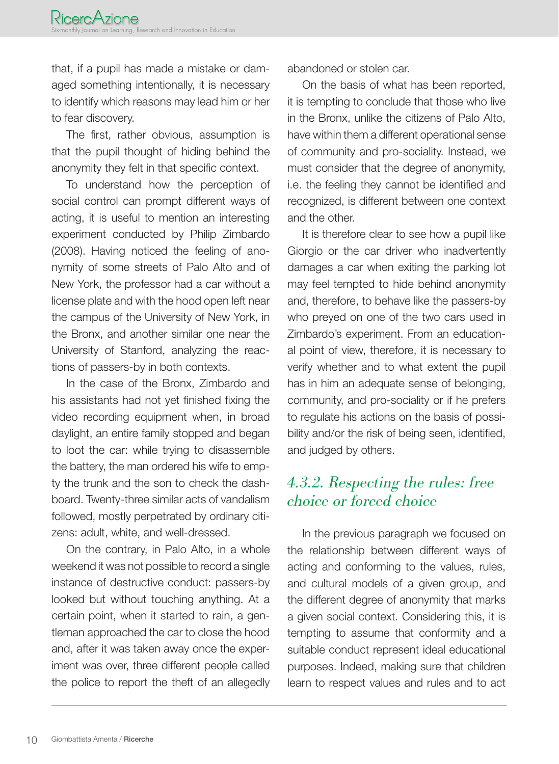that, if a pupil has made a mistake or damaged something intentionally, it is necessary to identify which reasons may lead him or her to fear discovery.

The first, rather obvious, assumption is that the pupil thought of hiding behind the anonymity they felt in that specific context.

To understand how the perception of social control can prompt different ways of acting, it is useful to mention an interesting experiment conducted by Philip Zimbardo (2008). Having noticed the feeling of anonymity of some streets of Palo Alto and of New York, the professor had a car without a license plate and with the hood open left near the campus of the University of New York, in the Bronx, and another similar one near the University of Stanford, analyzing the reactions of passers-by in both contexts.

In the case of the Bronx, Zimbardo and his assistants had not yet finished fixing the video recording equipment when, in broad daylight, an entire family stopped and began to loot the car: while trying to disassemble the battery, the man ordered his wife to empty the trunk and the son to check the dashboard. Twenty-three similar acts of vandalism followed, mostly perpetrated by ordinary citizens: adult, white, and well-dressed.

On the contrary, in Palo Alto, in a whole weekend it was not possible to record a single instance of destructive conduct: passers-by looked but without touching anything. At a certain point, when it started to rain, a gentleman approached the car to close the hood and, after it was taken away once the experiment was over, three different people called the police to report the theft of an allegedly abandoned or stolen car.

On the basis of what has been reported, it is tempting to conclude that those who live in the Bronx, unlike the citizens of Palo Alto, have within them a different operational sense of community and pro-sociality. Instead, we must consider that the degree of anonymity, i.e. the feeling they cannot be identified and recognized, is different between one context and the other.

It is therefore clear to see how a pupil like Giorgio or the car driver who inadvertently damages a car when exiting the parking lot may feel tempted to hide behind anonymity and, therefore, to behave like the passers-by who preyed on one of the two cars used in Zimbardo's experiment. From an educational point of view, therefore, it is necessary to verify whether and to what extent the pupil has in him an adequate sense of belonging, community, and pro-sociality or if he prefers to regulate his actions on the basis of possibility and/or the risk of being seen, identified, and judged by others.

### *4.3.2. Respecting the rules: free choice or forced choice*

In the previous paragraph we focused on the relationship between different ways of acting and conforming to the values, rules, and cultural models of a given group, and the different degree of anonymity that marks a given social context. Considering this, it is tempting to assume that conformity and a suitable conduct represent ideal educational purposes. Indeed, making sure that children learn to respect values and rules and to act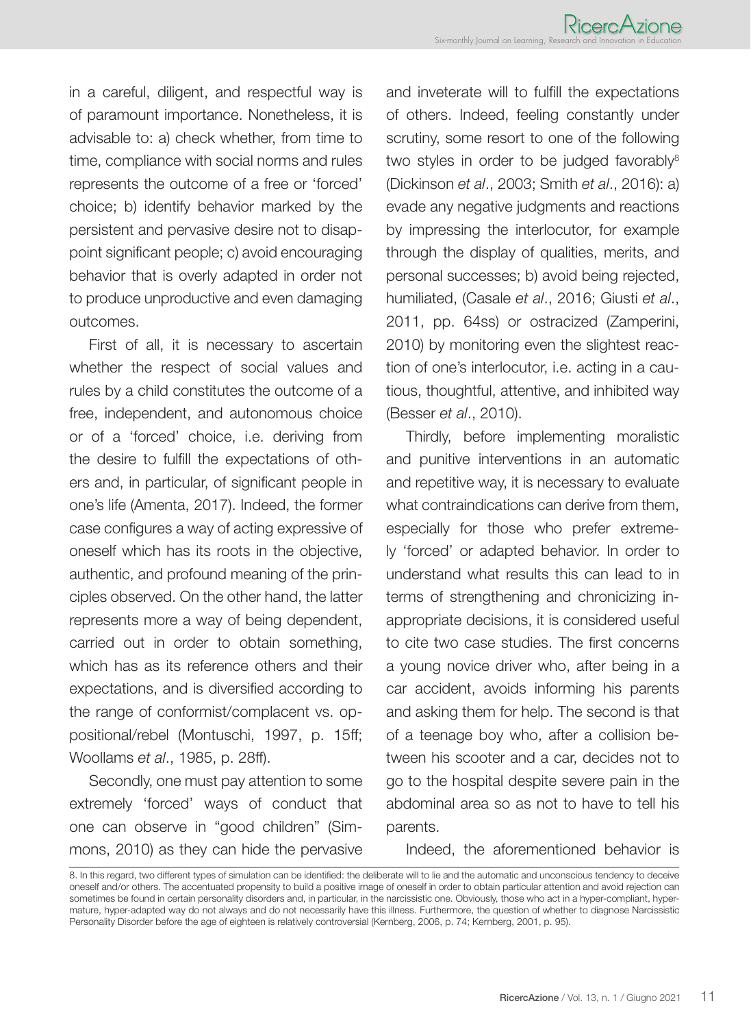in a careful, diligent, and respectful way is of paramount importance. Nonetheless, it is advisable to: a) check whether, from time to time, compliance with social norms and rules represents the outcome of a free or 'forced' choice; b) identify behavior marked by the persistent and pervasive desire not to disappoint significant people; c) avoid encouraging behavior that is overly adapted in order not to produce unproductive and even damaging outcomes.

First of all, it is necessary to ascertain whether the respect of social values and rules by a child constitutes the outcome of a free, independent, and autonomous choice or of a 'forced' choice, i.e. deriving from the desire to fulfill the expectations of others and, in particular, of significant people in one's life (Amenta, 2017). Indeed, the former case configures a way of acting expressive of oneself which has its roots in the objective, authentic, and profound meaning of the principles observed. On the other hand, the latter represents more a way of being dependent, carried out in order to obtain something, which has as its reference others and their expectations, and is diversified according to the range of conformist/complacent vs. oppositional/rebel (Montuschi, 1997, p. 15ff; Woollams *et al*., 1985, p. 28ff).

Secondly, one must pay attention to some extremely 'forced' ways of conduct that one can observe in "good children" (Simmons, 2010) as they can hide the pervasive and inveterate will to fulfill the expectations of others. Indeed, feeling constantly under scrutiny, some resort to one of the following two styles in order to be judged favorably[8] (Dickinson *et al*., 2003; Smith *et al*., 2016): a) evade any negative judgments and reactions by impressing the interlocutor, for example through the display of qualities, merits, and personal successes; b) avoid being rejected, humiliated, (Casale *et al*., 2016; Giusti *et al*., 2011, pp. 64ss) or ostracized (Zamperini, 2010) by monitoring even the slightest reaction of one's interlocutor, i.e. acting in a cautious, thoughtful, attentive, and inhibited way (Besser *et al*., 2010).

Thirdly, before implementing moralistic and punitive interventions in an automatic and repetitive way, it is necessary to evaluate what contraindications can derive from them, especially for those who prefer extremely 'forced' or adapted behavior. In order to understand what results this can lead to in terms of strengthening and chronicizing inappropriate decisions, it is considered useful to cite two case studies. The first concerns a young novice driver who, after being in a car accident, avoids informing his parents and asking them for help. The second is that of a teenage boy who, after a collision between his scooter and a car, decides not to go to the hospital despite severe pain in the abdominal area so as not to have to tell his parents.

Indeed, the aforementioned behavior is

8. In this regard, two different types of simulation can be identified: the deliberate will to lie and the automatic and unconscious tendency to deceive oneself and/or others. The accentuated propensity to build a positive image of oneself in order to obtain particular attention and avoid rejection can sometimes be found in certain personality disorders and, in particular, in the narcissistic one. Obviously, those who act in a hyper-compliant, hyper-mature, hyper-adapted way do not always and do not necessarily have this illness. Furthermore, the question of whether to diagnose Narcissistic Personality Disorder before the age of eighteen is relatively controversial (Kernberg, 2006, p. 74; Kernberg, 2001, p. 95).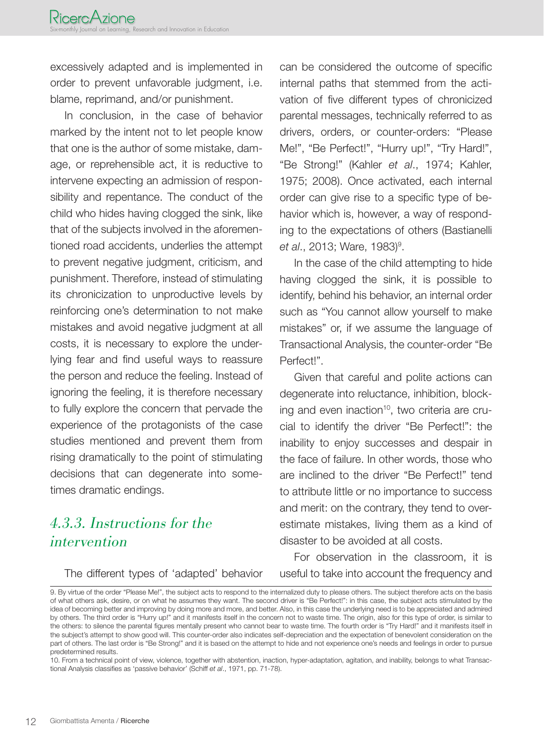excessively adapted and is implemented in order to prevent unfavorable judgment, i.e. blame, reprimand, and/or punishment.

In conclusion, in the case of behavior marked by the intent not to let people know that one is the author of some mistake, damage, or reprehensible act, it is reductive to intervene expecting an admission of responsibility and repentance. The conduct of the child who hides having clogged the sink, like that of the subjects involved in the aforementioned road accidents, underlies the attempt to prevent negative judgment, criticism, and punishment. Therefore, instead of stimulating its chronicization to unproductive levels by reinforcing one's determination to not make mistakes and avoid negative judgment at all costs, it is necessary to explore the underlying fear and find useful ways to reassure the person and reduce the feeling. Instead of ignoring the feeling, it is therefore necessary to fully explore the concern that pervade the experience of the protagonists of the case studies mentioned and prevent them from rising dramatically to the point of stimulating decisions that can degenerate into sometimes dramatic endings.

### *4.3.3. Instructions for the intervention*

The different types of 'adapted' behavior can be considered the outcome of specific internal paths that stemmed from the activation of five different types of chronicized parental messages, technically referred to as drivers, orders, or counter-orders: "Please Me!", "Be Perfect!", "Hurry up!", "Try Hard!", "Be Strong!" (Kahler *et al*., 1974; Kahler, 1975; 2008). Once activated, each internal order can give rise to a specific type of behavior which is, however, a way of responding to the expectations of others (Bastianelli *et al*., 2013; Ware, 1983)[9].

In the case of the child attempting to hide having clogged the sink, it is possible to identify, behind his behavior, an internal order such as "You cannot allow yourself to make mistakes" or, if we assume the language of Transactional Analysis, the counter-order "Be Perfect!".

Given that careful and polite actions can degenerate into reluctance, inhibition, blocking and even inaction[10], two criteria are crucial to identify the driver "Be Perfect!": the inability to enjoy successes and despair in the face of failure. In other words, those who are inclined to the driver "Be Perfect!" tend to attribute little or no importance to success and merit: on the contrary, they tend to overestimate mistakes, living them as a kind of disaster to be avoided at all costs.

For observation in the classroom, it is useful to take into account the frequency and

---

9. By virtue of the order "Please Me!", the subject acts to respond to the internalized duty to please others. The subject therefore acts on the basis of what others ask, desire, or on what he assumes they want. The second driver is "Be Perfect!": in this case, the subject acts stimulated by the idea of becoming better and improving by doing more and more, and better. Also, in this case the underlying need is to be appreciated and admired by others. The third order is "Hurry up!" and it manifests itself in the concern not to waste time. The origin, also for this type of order, is similar to the others: to silence the parental figures mentally present who cannot bear to waste time. The fourth order is "Try Hard!" and it manifests itself in the subject's attempt to show good will. This counter-order also indicates self-depreciation and the expectation of benevolent consideration on the part of others. The last order is "Be Strong!" and it is based on the attempt to hide and not experience one's needs and feelings in order to pursue predetermined results.

10. From a technical point of view, violence, together with abstention, inaction, hyper-adaptation, agitation, and inability, belongs to what Transactional Analysis classifies as 'passive behavior' (Schiff *et al*., 1971, pp. 71-78).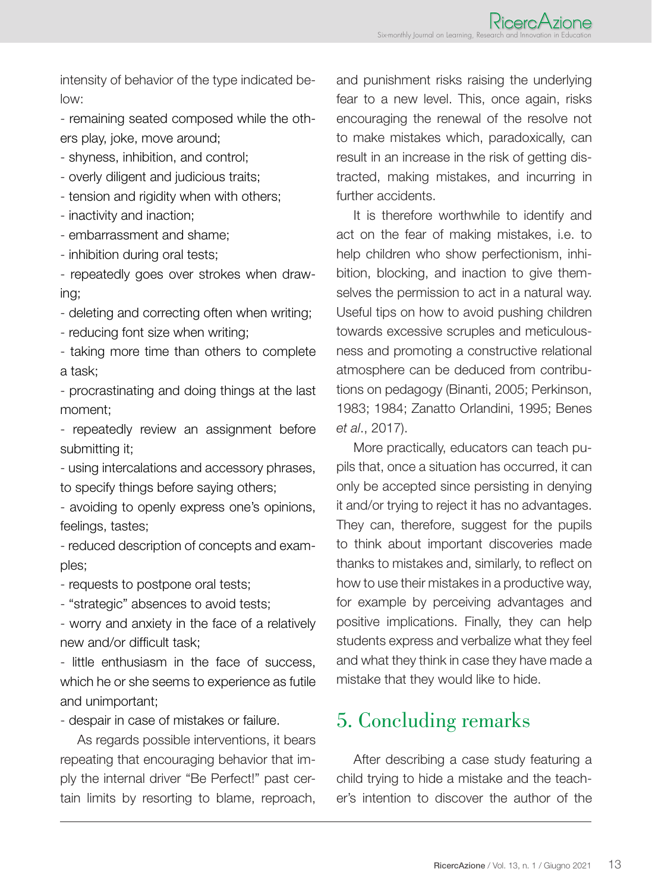intensity of behavior of the type indicated below:

- remaining seated composed while the others play, joke, move around;
- shyness, inhibition, and control;
- overly diligent and judicious traits;
- tension and rigidity when with others;
- inactivity and inaction;
- embarrassment and shame;
- inhibition during oral tests;
- repeatedly goes over strokes when drawing;
- deleting and correcting often when writing;
- reducing font size when writing;
- taking more time than others to complete a task;
- procrastinating and doing things at the last moment;
- repeatedly review an assignment before submitting it;
- using intercalations and accessory phrases, to specify things before saying others;
- avoiding to openly express one's opinions, feelings, tastes;
- reduced description of concepts and examples;
- requests to postpone oral tests;
- "strategic" absences to avoid tests;
- worry and anxiety in the face of a relatively new and/or difficult task;
- little enthusiasm in the face of success, which he or she seems to experience as futile and unimportant;
- despair in case of mistakes or failure.

As regards possible interventions, it bears repeating that encouraging behavior that imply the internal driver "Be Perfect!" past certain limits by resorting to blame, reproach, and punishment risks raising the underlying fear to a new level. This, once again, risks encouraging the renewal of the resolve not to make mistakes which, paradoxically, can result in an increase in the risk of getting distracted, making mistakes, and incurring in further accidents.

It is therefore worthwhile to identify and act on the fear of making mistakes, i.e. to help children who show perfectionism, inhibition, blocking, and inaction to give themselves the permission to act in a natural way. Useful tips on how to avoid pushing children towards excessive scruples and meticulousness and promoting a constructive relational atmosphere can be deduced from contributions on pedagogy (Binanti, 2005; Perkinson, 1983; 1984; Zanatto Orlandini, 1995; Benes *et al*., 2017).

More practically, educators can teach pupils that, once a situation has occurred, it can only be accepted since persisting in denying it and/or trying to reject it has no advantages. They can, therefore, suggest for the pupils to think about important discoveries made thanks to mistakes and, similarly, to reflect on how to use their mistakes in a productive way, for example by perceiving advantages and positive implications. Finally, they can help students express and verbalize what they feel and what they think in case they have made a mistake that they would like to hide.

## 5. Concluding remarks

After describing a case study featuring a child trying to hide a mistake and the teacher's intention to discover the author of the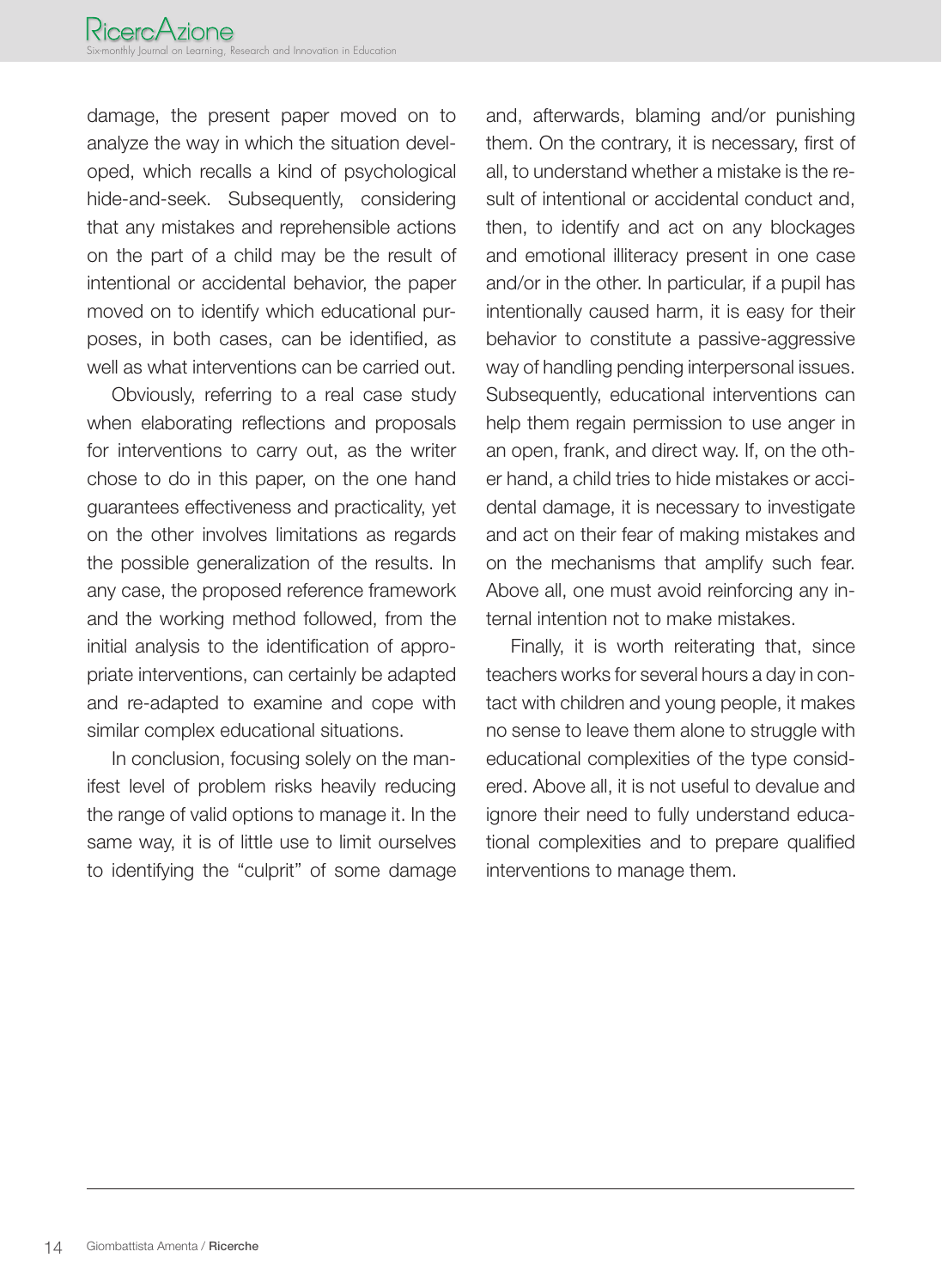damage, the present paper moved on to analyze the way in which the situation developed, which recalls a kind of psychological hide-and-seek. Subsequently, considering that any mistakes and reprehensible actions on the part of a child may be the result of intentional or accidental behavior, the paper moved on to identify which educational purposes, in both cases, can be identified, as well as what interventions can be carried out.

Obviously, referring to a real case study when elaborating reflections and proposals for interventions to carry out, as the writer chose to do in this paper, on the one hand guarantees effectiveness and practicality, yet on the other involves limitations as regards the possible generalization of the results. In any case, the proposed reference framework and the working method followed, from the initial analysis to the identification of appropriate interventions, can certainly be adapted and re-adapted to examine and cope with similar complex educational situations.

In conclusion, focusing solely on the manifest level of problem risks heavily reducing the range of valid options to manage it. In the same way, it is of little use to limit ourselves to identifying the "culprit" of some damage and, afterwards, blaming and/or punishing them. On the contrary, it is necessary, first of all, to understand whether a mistake is the result of intentional or accidental conduct and, then, to identify and act on any blockages and emotional illiteracy present in one case and/or in the other. In particular, if a pupil has intentionally caused harm, it is easy for their behavior to constitute a passive-aggressive way of handling pending interpersonal issues. Subsequently, educational interventions can help them regain permission to use anger in an open, frank, and direct way. If, on the other hand, a child tries to hide mistakes or accidental damage, it is necessary to investigate and act on their fear of making mistakes and on the mechanisms that amplify such fear. Above all, one must avoid reinforcing any internal intention not to make mistakes.

Finally, it is worth reiterating that, since teachers works for several hours a day in contact with children and young people, it makes no sense to leave them alone to struggle with educational complexities of the type considered. Above all, it is not useful to devalue and ignore their need to fully understand educational complexities and to prepare qualified interventions to manage them.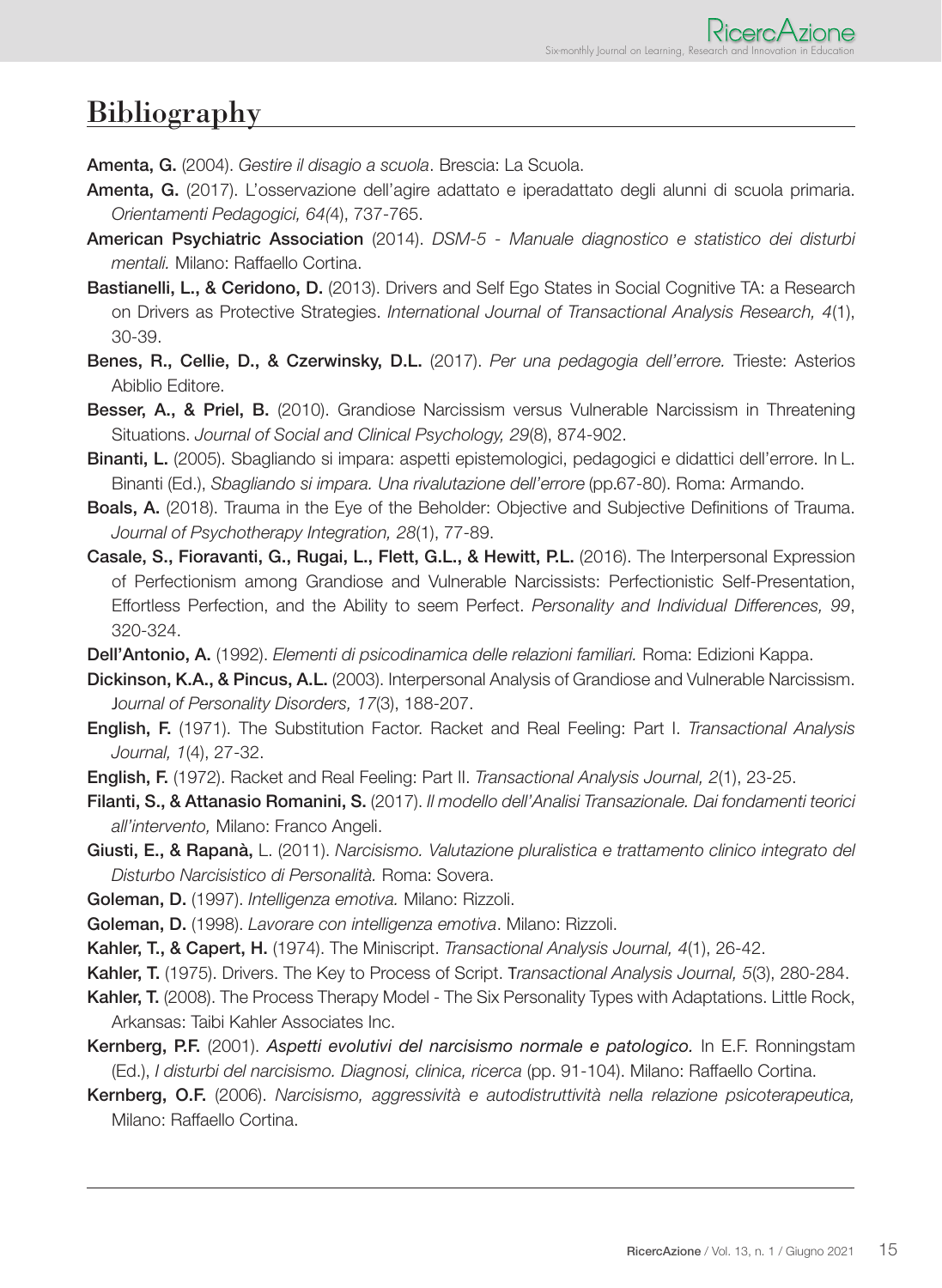## Bibliography

**Amenta, G.** (2004). *Gestire il disagio a scuola*. Brescia: La Scuola.

**Amenta, G.** (2017). L'osservazione dell'agire adattato e iperadattato degli alunni di scuola primaria. *Orientamenti Pedagogici, 64(*4), 737-765.

**American Psychiatric Association** (2014). *DSM-5 - Manuale diagnostico e statistico dei disturbi mentali.* Milano: Raffaello Cortina.

**Bastianelli, L., & Ceridono, D.** (2013). Drivers and Self Ego States in Social Cognitive TA: a Research on Drivers as Protective Strategies. *International Journal of Transactional Analysis Research, 4*(1), 30-39.

**Benes, R., Cellie, D., & Czerwinsky, D.L.** (2017). *Per una pedagogia dell'errore.* Trieste: Asterios Abiblio Editore.

**Besser, A., & Priel, B.** (2010). Grandiose Narcissism versus Vulnerable Narcissism in Threatening Situations. *Journal of Social and Clinical Psychology, 29*(8), 874-902.

**Binanti, L.** (2005). Sbagliando si impara: aspetti epistemologici, pedagogici e didattici dell'errore. In L. Binanti (Ed.), *Sbagliando si impara. Una rivalutazione dell'errore* (pp.67-80). Roma: Armando.

**Boals, A.** (2018). Trauma in the Eye of the Beholder: Objective and Subjective Definitions of Trauma. *Journal of Psychotherapy Integration, 28*(1), 77-89.

**Casale, S., Fioravanti, G., Rugai, L., Flett, G.L., & Hewitt, P.L.** (2016). The Interpersonal Expression of Perfectionism among Grandiose and Vulnerable Narcissists: Perfectionistic Self-Presentation, Effortless Perfection, and the Ability to seem Perfect. *Personality and Individual Differences, 99*, 320-324.

**Dell'Antonio, A.** (1992). *Elementi di psicodinamica delle relazioni familiari.* Roma: Edizioni Kappa.

**Dickinson, K.A., & Pincus, A.L.** (2003). Interpersonal Analysis of Grandiose and Vulnerable Narcissism. *Journal of Personality Disorders, 17*(3), 188-207.

**English, F.** (1971). The Substitution Factor. Racket and Real Feeling: Part I. *Transactional Analysis Journal, 1*(4), 27-32.

**English, F.** (1972). Racket and Real Feeling: Part II. *Transactional Analysis Journal, 2*(1), 23-25.

**Filanti, S., & Attanasio Romanini, S.** (2017). *Il modello dell'Analisi Transazionale. Dai fondamenti teorici all'intervento,* Milano: Franco Angeli.

**Giusti, E., & Rapanà,** L. (2011). *Narcisismo. Valutazione pluralistica e trattamento clinico integrato del Disturbo Narcisistico di Personalità.* Roma: Sovera.

**Goleman, D.** (1997). *Intelligenza emotiva.* Milano: Rizzoli.

**Goleman, D.** (1998). *Lavorare con intelligenza emotiva*. Milano: Rizzoli.

**Kahler, T., & Capert, H.** (1974). The Miniscript. *Transactional Analysis Journal, 4*(1), 26-42.

**Kahler, T.** (1975). Drivers. The Key to Process of Script. *Transactional Analysis Journal, 5*(3), 280-284.

**Kahler, T.** (2008). The Process Therapy Model - The Six Personality Types with Adaptations. Little Rock, Arkansas: Taibi Kahler Associates Inc.

**Kernberg, P.F.** (2001). *Aspetti evolutivi del narcisismo normale e patologico.* In E.F. Ronningstam (Ed.), *I disturbi del narcisismo. Diagnosi, clinica, ricerca* (pp. 91-104). Milano: Raffaello Cortina.

**Kernberg, O.F.** (2006). *Narcisismo, aggressività e autodistruttività nella relazione psicoterapeutica,* Milano: Raffaello Cortina.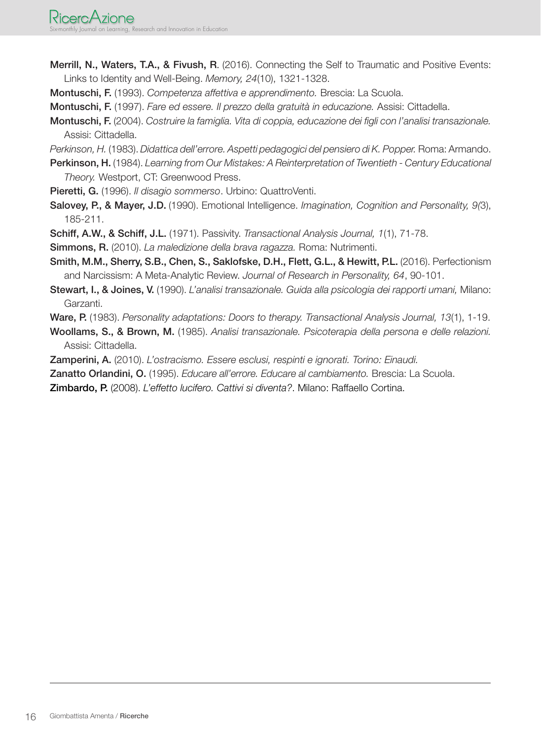**Merrill, N., Waters, T.A., & Fivush, R**. (2016). Connecting the Self to Traumatic and Positive Events: Links to Identity and Well-Being. *Memory, 24*(10), 1321-1328.

**Montuschi, F.** (1993). *Competenza affettiva e apprendimento.* Brescia: La Scuola.

**Montuschi, F.** (1997). *Fare ed essere. Il prezzo della gratuità in educazione.* Assisi: Cittadella.

**Montuschi, F.** (2004). *Costruire la famiglia. Vita di coppia, educazione dei figli con l'analisi transazionale.* Assisi: Cittadella.

*Perkinson, H.* (1983). *Didattica dell'errore. Aspetti pedagogici del pensiero di K. Popper.* Roma: Armando.

**Perkinson, H.** (1984). *Learning from Our Mistakes: A Reinterpretation of Twentieth - Century Educational Theory.* Westport, CT: Greenwood Press.

**Pieretti, G.** (1996). *Il disagio sommerso*. Urbino: QuattroVenti.

**Salovey, P., & Mayer, J.D.** (1990). Emotional Intelligence. *Imagination, Cognition and Personality, 9(*3), 185-211.

**Schiff, A.W., & Schiff, J.L.** (1971). Passivity. *Transactional Analysis Journal, 1*(1), 71-78.

**Simmons, R.** (2010). *La maledizione della brava ragazza.* Roma: Nutrimenti.

**Smith, M.M., Sherry, S.B., Chen, S., Saklofske, D.H., Flett, G.L., & Hewitt, P.L.** (2016). Perfectionism and Narcissism: A Meta-Analytic Review. *Journal of Research in Personality, 64*, 90-101.

**Stewart, I., & Joines, V.** (1990). *L'analisi transazionale. Guida alla psicologia dei rapporti umani,* Milano: Garzanti.

**Ware, P.** (1983). *Personality adaptations: Doors to therapy. Transactional Analysis Journal, 13*(1), 1-19.

**Woollams, S., & Brown, M.** (1985). *Analisi transazionale. Psicoterapia della persona e delle relazioni.* Assisi: Cittadella.

**Zamperini, A.** (2010). *L'ostracismo. Essere esclusi, respinti e ignorati. Torino: Einaudi.*

**Zanatto Orlandini, O.** (1995). *Educare all'errore. Educare al cambiamento.* Brescia: La Scuola.

**Zimbardo, P.** (2008). *L'effetto lucifero. Cattivi si diventa?*. Milano: Raffaello Cortina.